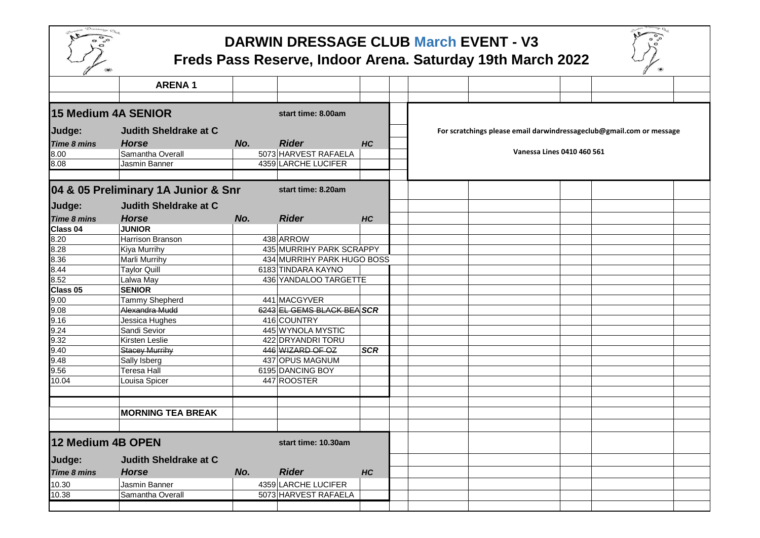# DARWIN DRESSAGE CLUB March EVENT - V3

## Freds Pass Reserve, Indoor Arena. Saturday 19th March 2022

**ARENA 1**

For scratchings please email darwindressageclub@gmail.com or message

Vanessa Lines 0410 460 561

### 15 Medium 4A SENIOR

start time: 8.00am

**Judge:** Judith Sheldrake at C

| Time 8 mins | Horse | No. | Rider | HC |
|---|---|---|---|---|
| 8.00 | Samantha Overall | 5073 | HARVEST RAFAELA | |
| 8.08 | Jasmin Banner | 4359 | LARCHE LUCIFER | |

### 04 & 05 Preliminary 1A Junior & Snr

start time: 8.20am

**Judge:** Judith Sheldrake at C

| Time 8 mins | Horse | No. | Rider | HC |
|---|---|---|---|---|
| **Class 04** | **JUNIOR** | | | |
| 8.20 | Harrison Branson | 438 | ARROW | |
| 8.28 | Kiya Murrihy | 435 | MURRIHY PARK SCRAPPY | |
| 8.36 | Marli Murrihy | 434 | MURRIHY PARK HUGO BOSS | |
| 8.44 | Taylor Quill | 6183 | TINDARA KAYNO | |
| 8.52 | Lalwa May | 436 | YANDALOO TARGETTE | |
| **Class 05** | **SENIOR** | | | |
| 9.00 | Tammy Shepherd | 441 | MACGYVER | |
| 9.08 | ~~Alexandra Mudd~~ | ~~6243~~ | ~~EL GEMS BLACK BEA~~ | SCR |
| 9.16 | Jessica Hughes | 416 | COUNTRY | |
| 9.24 | Sandi Sevior | 445 | WYNOLA MYSTIC | |
| 9.32 | Kirsten Leslie | 422 | DRYANDRI TORU | |
| 9.40 | ~~Stacey Murrihy~~ | ~~446~~ | ~~WIZARD OF OZ~~ | SCR |
| 9.48 | Sally Isberg | 437 | OPUS MAGNUM | |
| 9.56 | Teresa Hall | 6195 | DANCING BOY | |
| 10.04 | Louisa Spicer | 447 | ROOSTER | |

**MORNING TEA BREAK**

### 12 Medium 4B OPEN

start time: 10.30am

**Judge:** Judith Sheldrake at C

| Time 8 mins | Horse | No. | Rider | HC |
|---|---|---|---|---|
| 10.30 | Jasmin Banner | 4359 | LARCHE LUCIFER | |
| 10.38 | Samantha Overall | 5073 | HARVEST RAFAELA | |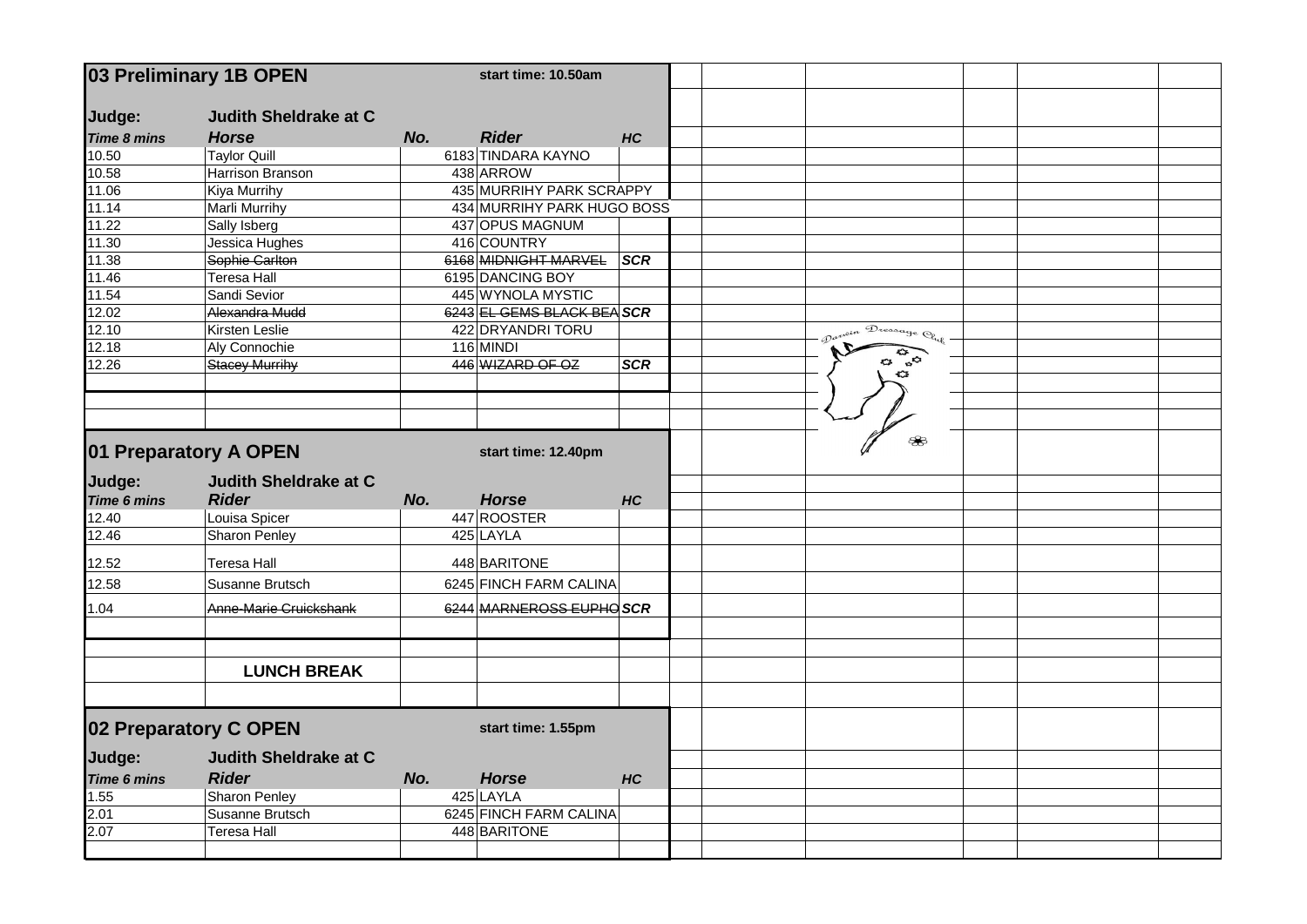## 03 Preliminary 1B OPEN

start time: 10.50am

**Judge:** Judith Sheldrake at C

| *Time 8 mins* | *Horse* | *No.* | *Rider* | *HC* |
|---|---|---|---|---|
| 10.50 | Taylor Quill | 6183 | TINDARA KAYNO | |
| 10.58 | Harrison Branson | 438 | ARROW | |
| 11.06 | Kiya Murrihy | 435 | MURRIHY PARK SCRAPPY | |
| 11.14 | Marli Murrihy | 434 | MURRIHY PARK HUGO BOSS | |
| 11.22 | Sally Isberg | 437 | OPUS MAGNUM | |
| 11.30 | Jessica Hughes | 416 | COUNTRY | |
| 11.38 | ~~Sophie Carlton~~ | ~~6168~~ | ~~MIDNIGHT MARVEL~~ | ***SCR*** |
| 11.46 | Teresa Hall | 6195 | DANCING BOY | |
| 11.54 | Sandi Sevior | 445 | WYNOLA MYSTIC | |
| 12.02 | ~~Alexandra Mudd~~ | ~~6243~~ | ~~EL GEMS BLACK BEA~~ | ***SCR*** |
| 12.10 | Kirsten Leslie | 422 | DRYANDRI TORU | |
| 12.18 | Aly Connochie | 116 | MINDI | |
| 12.26 | ~~Stacey Murrihy~~ | ~~446~~ | ~~WIZARD OF OZ~~ | ***SCR*** |

## 01 Preparatory A OPEN

start time: 12.40pm

**Judge:** Judith Sheldrake at C

| *Time 6 mins* | *Rider* | *No.* | *Horse* | *HC* |
|---|---|---|---|---|
| 12.40 | Louisa Spicer | 447 | ROOSTER | |
| 12.46 | Sharon Penley | 425 | LAYLA | |
| 12.52 | Teresa Hall | 448 | BARITONE | |
| 12.58 | Susanne Brutsch | 6245 | FINCH FARM CALINA | |
| 1.04 | ~~Anne-Marie Cruickshank~~ | ~~6244~~ | ~~MARNEROSS EUPHO~~ | ***SCR*** |

**LUNCH BREAK**

## 02 Preparatory C OPEN

start time: 1.55pm

**Judge:** Judith Sheldrake at C

| *Time 6 mins* | *Rider* | *No.* | *Horse* | *HC* |
|---|---|---|---|---|
| 1.55 | Sharon Penley | 425 | LAYLA | |
| 2.01 | Susanne Brutsch | 6245 | FINCH FARM CALINA | |
| 2.07 | Teresa Hall | 448 | BARITONE | |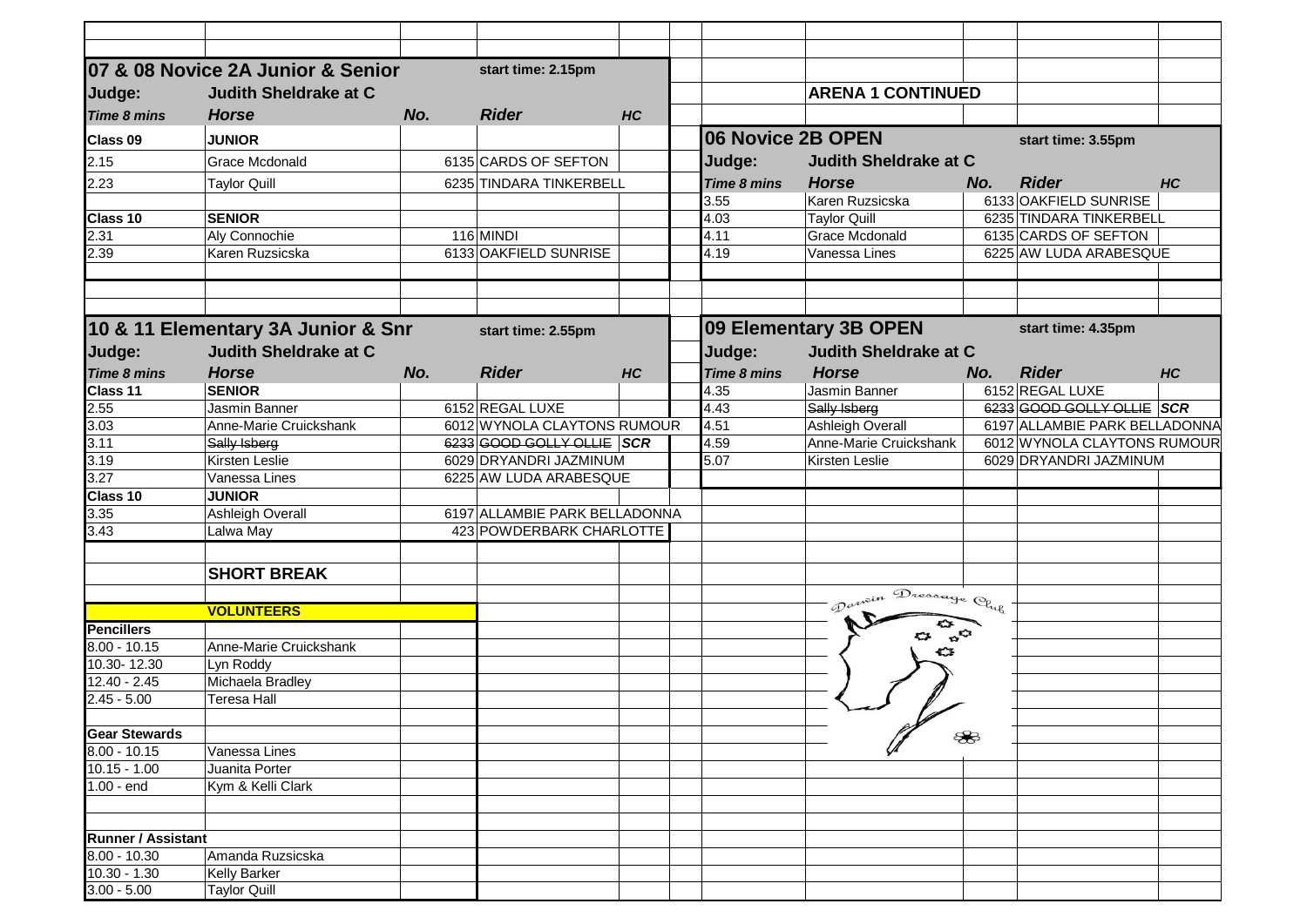## 07 & 08 Novice 2A Junior & Senior

start time: 2.15pm

Judge: Judith Sheldrake at C

| Time 8 mins | Horse | No. | Rider | HC |
|---|---|---|---|---|
| **Class 09** | **JUNIOR** | | | |
| 2.15 | Grace Mcdonald | 6135 | CARDS OF SEFTON | |
| 2.23 | Taylor Quill | 6235 | TINDARA TINKERBELL | |
| **Class 10** | **SENIOR** | | | |
| 2.31 | Aly Connochie | 116 | MINDI | |
| 2.39 | Karen Ruzsicska | 6133 | OAKFIELD SUNRISE | |

## 10 & 11 Elementary 3A Junior & Snr

start time: 2.55pm

Judge: Judith Sheldrake at C

| Time 8 mins | Horse | No. | Rider | HC |
|---|---|---|---|---|
| **Class 11** | **SENIOR** | | | |
| 2.55 | Jasmin Banner | 6152 | REGAL LUXE | |
| 3.03 | Anne-Marie Cruickshank | 6012 | WYNOLA CLAYTONS RUMOUR | |
| 3.11 | ~~Sally Isberg~~ | ~~6233~~ | ~~GOOD GOLLY OLLIE~~ | SCR |
| 3.19 | Kirsten Leslie | 6029 | DRYANDRI JAZMINUM | |
| 3.27 | Vanessa Lines | 6225 | AW LUDA ARABESQUE | |
| **Class 10** | **JUNIOR** | | | |
| 3.35 | Ashleigh Overall | 6197 | ALLAMBIE PARK BELLADONNA | |
| 3.43 | Lalwa May | 423 | POWDERBARK CHARLOTTE | |

**SHORT BREAK**

## ARENA 1 CONTINUED

## 06 Novice 2B OPEN

start time: 3.55pm

Judge: Judith Sheldrake at C

| Time 8 mins | Horse | No. | Rider | HC |
|---|---|---|---|---|
| 3.55 | Karen Ruzsicska | 6133 | OAKFIELD SUNRISE | |
| 4.03 | Taylor Quill | 6235 | TINDARA TINKERBELL | |
| 4.11 | Grace Mcdonald | 6135 | CARDS OF SEFTON | |
| 4.19 | Vanessa Lines | 6225 | AW LUDA ARABESQUE | |

## 09 Elementary 3B OPEN

start time: 4.35pm

Judge: Judith Sheldrake at C

| Time 8 mins | Horse | No. | Rider | HC |
|---|---|---|---|---|
| 4.35 | Jasmin Banner | 6152 | REGAL LUXE | |
| 4.43 | ~~Sally Isberg~~ | ~~6233~~ | ~~GOOD GOLLY OLLIE~~ | SCR |
| 4.51 | Ashleigh Overall | 6197 | ALLAMBIE PARK BELLADONNA | |
| 4.59 | Anne-Marie Cruickshank | 6012 | WYNOLA CLAYTONS RUMOUR | |
| 5.07 | Kirsten Leslie | 6029 | DRYANDRI JAZMINUM | |

Darwin Dressage Club

## VOLUNTEERS

| | |
|---|---|
| **Pencillers** | |
| 8.00 - 10.15 | Anne-Marie Cruickshank |
| 10.30- 12.30 | Lyn Roddy |
| 12.40 - 2.45 | Michaela Bradley |
| 2.45 - 5.00 | Teresa Hall |
| **Gear Stewards** | |
| 8.00 - 10.15 | Vanessa Lines |
| 10.15 - 1.00 | Juanita Porter |
| 1.00 - end | Kym & Kelli Clark |
| **Runner / Assistant** | |
| 8.00 - 10.30 | Amanda Ruzsicska |
| 10.30 - 1.30 | Kelly Barker |
| 3.00 - 5.00 | Taylor Quill |